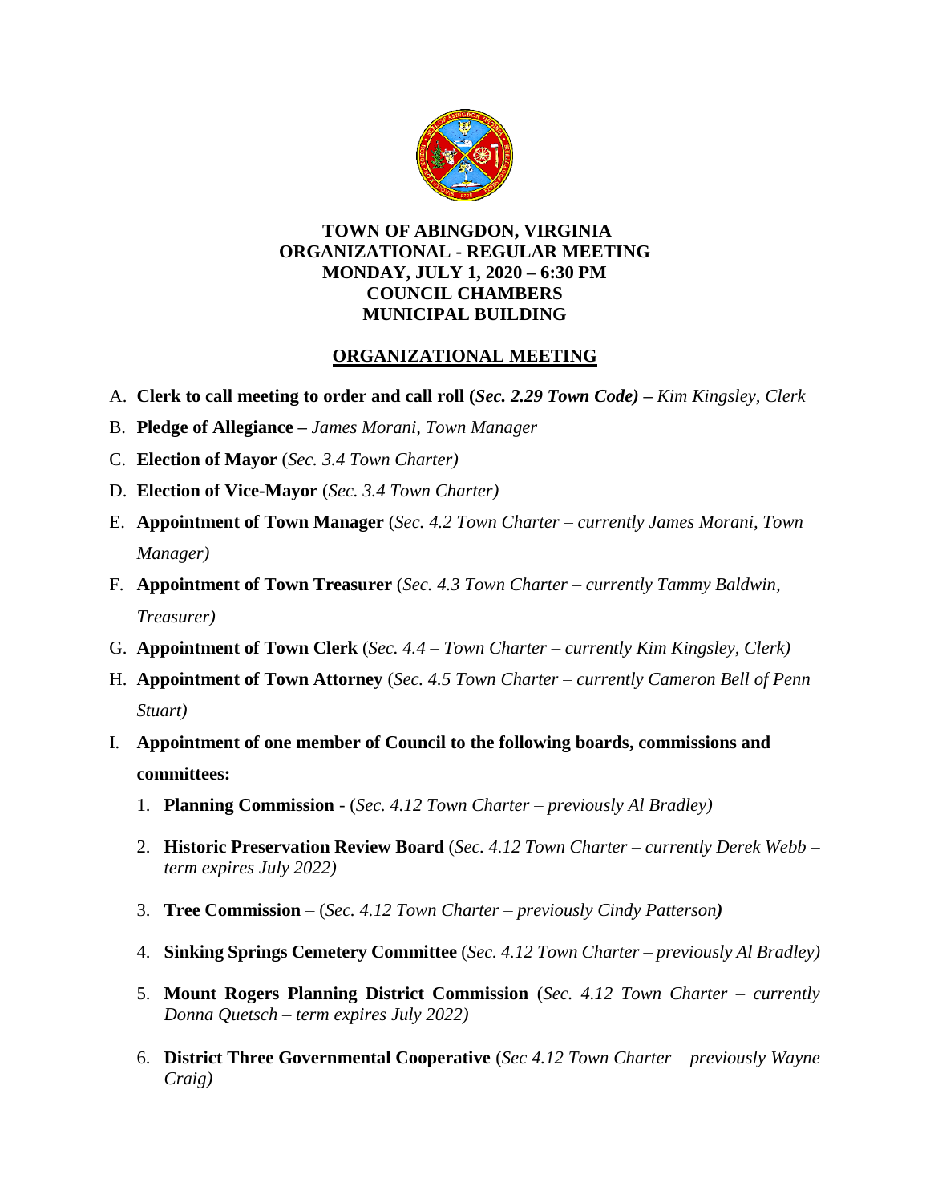**TOWN OF ABINGDON, VIRGINIA**
**ORGANIZATIONAL - REGULAR MEETING**
**MONDAY, JULY 1, 2020 – 6:30 PM**
**COUNCIL CHAMBERS**
**MUNICIPAL BUILDING**

## ORGANIZATIONAL MEETING

A. **Clerk to call meeting to order and call roll (*Sec. 2.29 Town Code*) –** *Kim Kingsley, Clerk*

B. **Pledge of Allegiance –** *James Morani, Town Manager*

C. **Election of Mayor** (*Sec. 3.4 Town Charter)*

D. **Election of Vice-Mayor** (*Sec. 3.4 Town Charter)*

E. **Appointment of Town Manager** (*Sec. 4.2 Town Charter – currently James Morani, Town Manager)*

F. **Appointment of Town Treasurer** (*Sec. 4.3 Town Charter – currently Tammy Baldwin, Treasurer)*

G. **Appointment of Town Clerk** (*Sec. 4.4 – Town Charter – currently Kim Kingsley, Clerk)*

H. **Appointment of Town Attorney** (*Sec. 4.5 Town Charter – currently Cameron Bell of Penn Stuart)*

I. **Appointment of one member of Council to the following boards, commissions and committees:**

1. **Planning Commission** - (*Sec. 4.12 Town Charter – previously Al Bradley)*
2. **Historic Preservation Review Board** (*Sec. 4.12 Town Charter – currently Derek Webb – term expires July 2022)*
3. **Tree Commission** – (*Sec. 4.12 Town Charter – previously Cindy Patterson)*
4. **Sinking Springs Cemetery Committee** (*Sec. 4.12 Town Charter – previously Al Bradley)*
5. **Mount Rogers Planning District Commission** (*Sec. 4.12 Town Charter – currently Donna Quetsch – term expires July 2022)*
6. **District Three Governmental Cooperative** (*Sec 4.12 Town Charter – previously Wayne Craig)*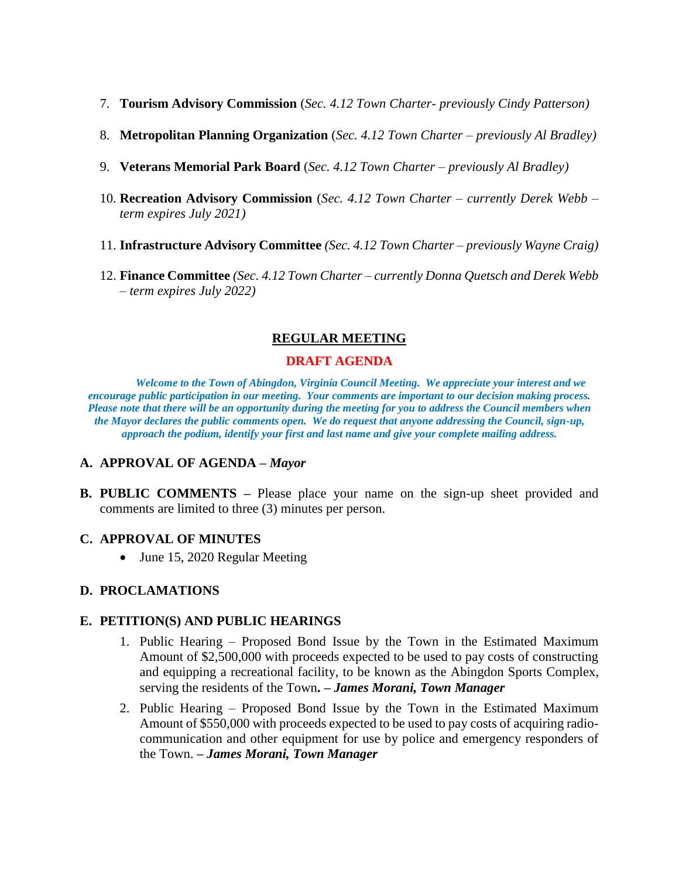7. **Tourism Advisory Commission** (*Sec. 4.12 Town Charter- previously Cindy Patterson)*

8. **Metropolitan Planning Organization** (*Sec. 4.12 Town Charter – previously Al Bradley)*

9. **Veterans Memorial Park Board** (*Sec. 4.12 Town Charter – previously Al Bradley)*

10. **Recreation Advisory Commission** (*Sec. 4.12 Town Charter – currently Derek Webb – term expires July 2021)*

11. **Infrastructure Advisory Committee** *(Sec. 4.12 Town Charter – previously Wayne Craig)*

12. **Finance Committee** *(Sec. 4.12 Town Charter – currently Donna Quetsch and Derek Webb – term expires July 2022)*

## REGULAR MEETING

## DRAFT AGENDA

***Welcome to the Town of Abingdon, Virginia Council Meeting. We appreciate your interest and we encourage public participation in our meeting. Your comments are important to our decision making process. Please note that there will be an opportunity during the meeting for you to address the Council members when the Mayor declares the public comments open. We do request that anyone addressing the Council, sign-up, approach the podium, identify your first and last name and give your complete mailing address.***

**A. APPROVAL OF AGENDA –** ***Mayor***

**B. PUBLIC COMMENTS –** Please place your name on the sign-up sheet provided and comments are limited to three (3) minutes per person.

**C. APPROVAL OF MINUTES**

- June 15, 2020 Regular Meeting

**D. PROCLAMATIONS**

**E. PETITION(S) AND PUBLIC HEARINGS**

1. Public Hearing – Proposed Bond Issue by the Town in the Estimated Maximum Amount of $2,500,000 with proceeds expected to be used to pay costs of constructing and equipping a recreational facility, to be known as the Abingdon Sports Complex, serving the residents of the Town**. –** ***James Morani, Town Manager***

2. Public Hearing – Proposed Bond Issue by the Town in the Estimated Maximum Amount of $550,000 with proceeds expected to be used to pay costs of acquiring radio-communication and other equipment for use by police and emergency responders of the Town. **–** ***James Morani, Town Manager***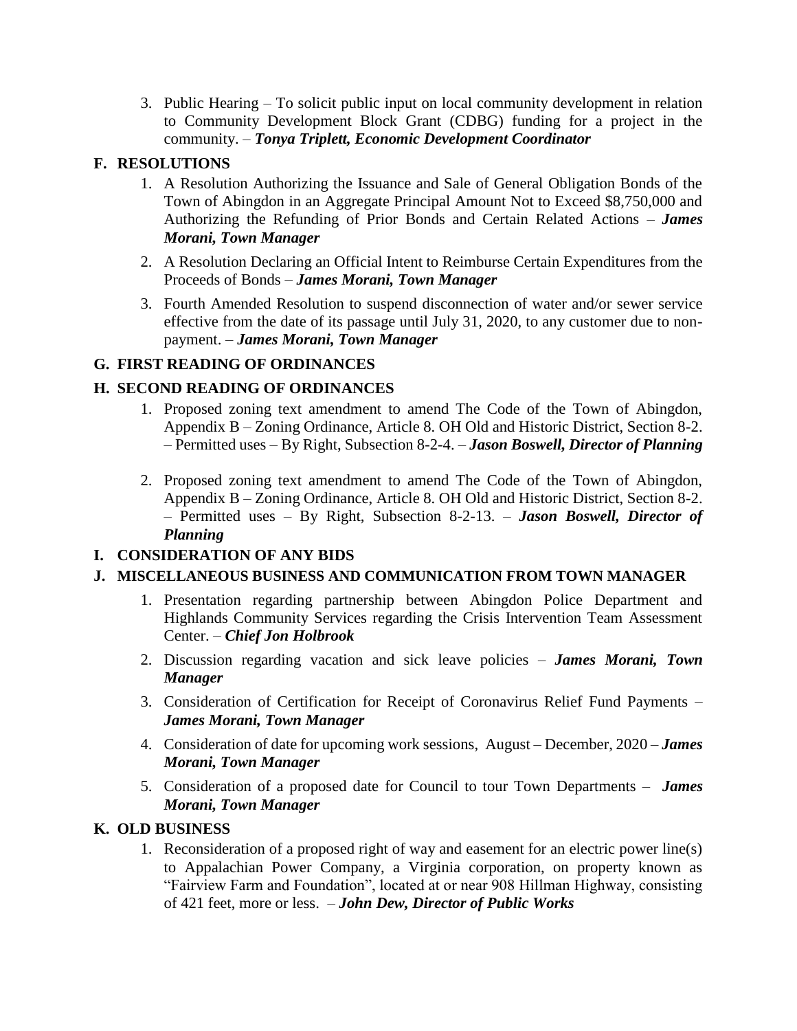3. Public Hearing – To solicit public input on local community development in relation to Community Development Block Grant (CDBG) funding for a project in the community. – ***Tonya Triplett, Economic Development Coordinator***

## F. RESOLUTIONS

1. A Resolution Authorizing the Issuance and Sale of General Obligation Bonds of the Town of Abingdon in an Aggregate Principal Amount Not to Exceed $8,750,000 and Authorizing the Refunding of Prior Bonds and Certain Related Actions – ***James Morani, Town Manager***
2. A Resolution Declaring an Official Intent to Reimburse Certain Expenditures from the Proceeds of Bonds – ***James Morani, Town Manager***
3. Fourth Amended Resolution to suspend disconnection of water and/or sewer service effective from the date of its passage until July 31, 2020, to any customer due to non-payment. – ***James Morani, Town Manager***

## G. FIRST READING OF ORDINANCES

## H. SECOND READING OF ORDINANCES

1. Proposed zoning text amendment to amend The Code of the Town of Abingdon, Appendix B – Zoning Ordinance, Article 8. OH Old and Historic District, Section 8-2. – Permitted uses – By Right, Subsection 8-2-4. – ***Jason Boswell, Director of Planning***
2. Proposed zoning text amendment to amend The Code of the Town of Abingdon, Appendix B – Zoning Ordinance, Article 8. OH Old and Historic District, Section 8-2. – Permitted uses – By Right, Subsection 8-2-13. – ***Jason Boswell, Director of Planning***

## I. CONSIDERATION OF ANY BIDS

## J. MISCELLANEOUS BUSINESS AND COMMUNICATION FROM TOWN MANAGER

1. Presentation regarding partnership between Abingdon Police Department and Highlands Community Services regarding the Crisis Intervention Team Assessment Center. – ***Chief Jon Holbrook***
2. Discussion regarding vacation and sick leave policies – ***James Morani, Town Manager***
3. Consideration of Certification for Receipt of Coronavirus Relief Fund Payments – ***James Morani, Town Manager***
4. Consideration of date for upcoming work sessions, August – December, 2020 – ***James Morani, Town Manager***
5. Consideration of a proposed date for Council to tour Town Departments – ***James Morani, Town Manager***

## K. OLD BUSINESS

1. Reconsideration of a proposed right of way and easement for an electric power line(s) to Appalachian Power Company, a Virginia corporation, on property known as "Fairview Farm and Foundation", located at or near 908 Hillman Highway, consisting of 421 feet, more or less. – ***John Dew, Director of Public Works***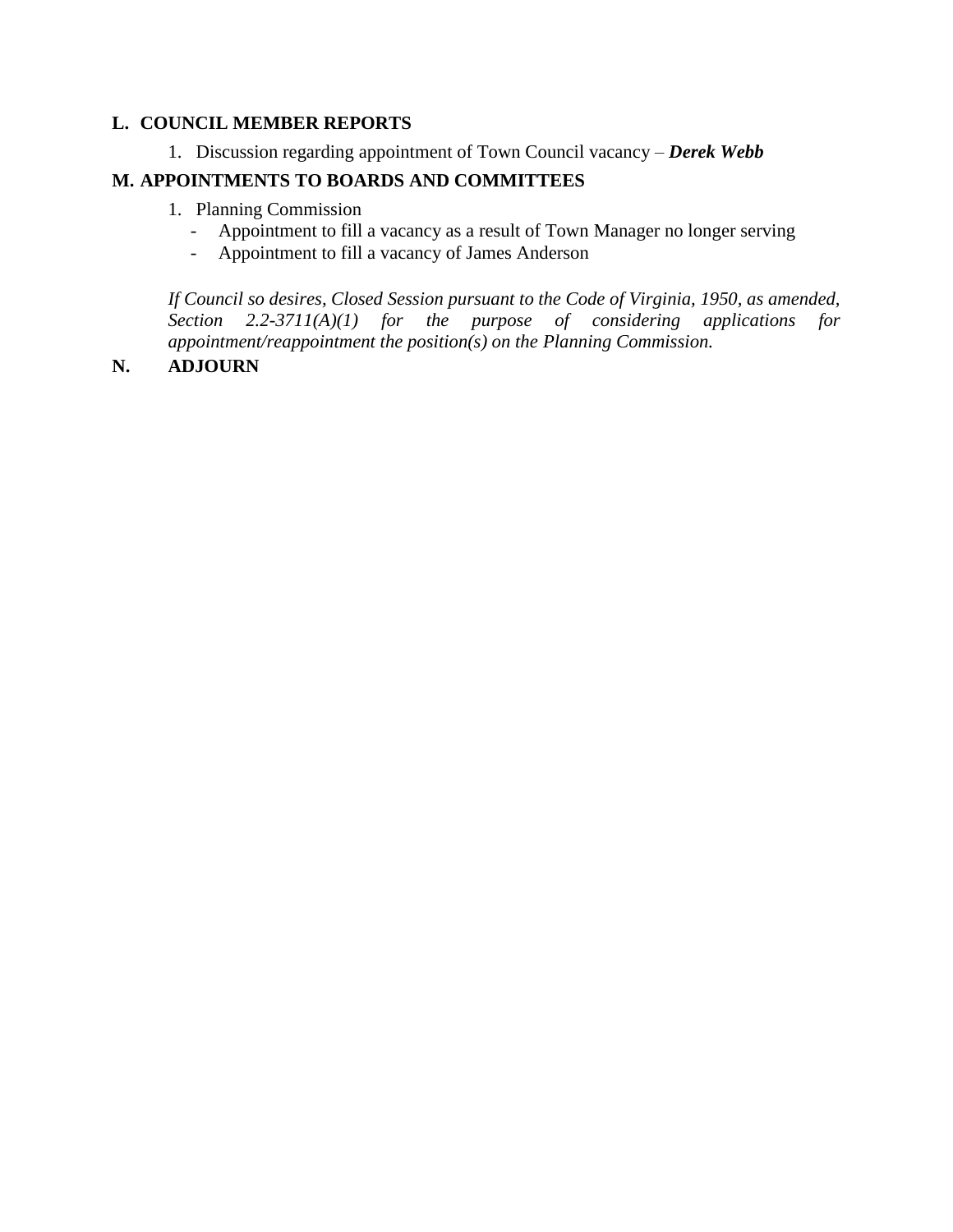**L. COUNCIL MEMBER REPORTS**

1. Discussion regarding appointment of Town Council vacancy – ***Derek Webb***

**M. APPOINTMENTS TO BOARDS AND COMMITTEES**

1. Planning Commission
   - Appointment to fill a vacancy as a result of Town Manager no longer serving
   - Appointment to fill a vacancy of James Anderson

*If Council so desires, Closed Session pursuant to the Code of Virginia, 1950, as amended, Section 2.2-3711(A)(1) for the purpose of considering applications for appointment/reappointment the position(s) on the Planning Commission.*

**N. ADJOURN**